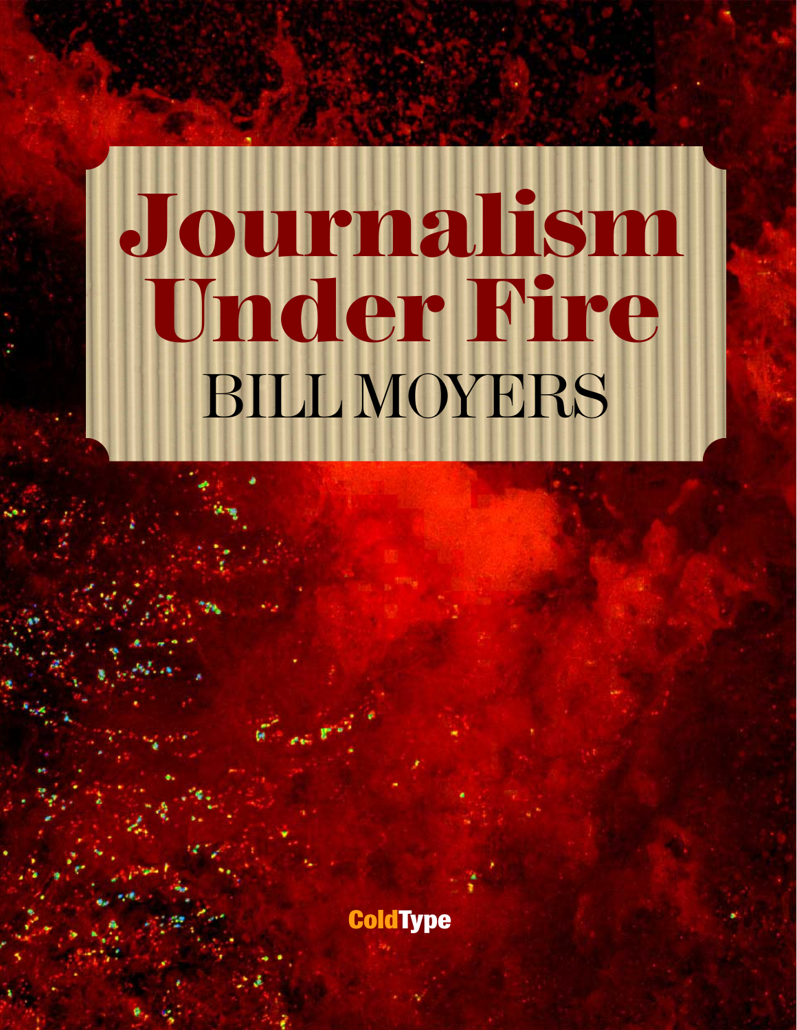# Journalism Under Fire

BILL MOYERS

ColdType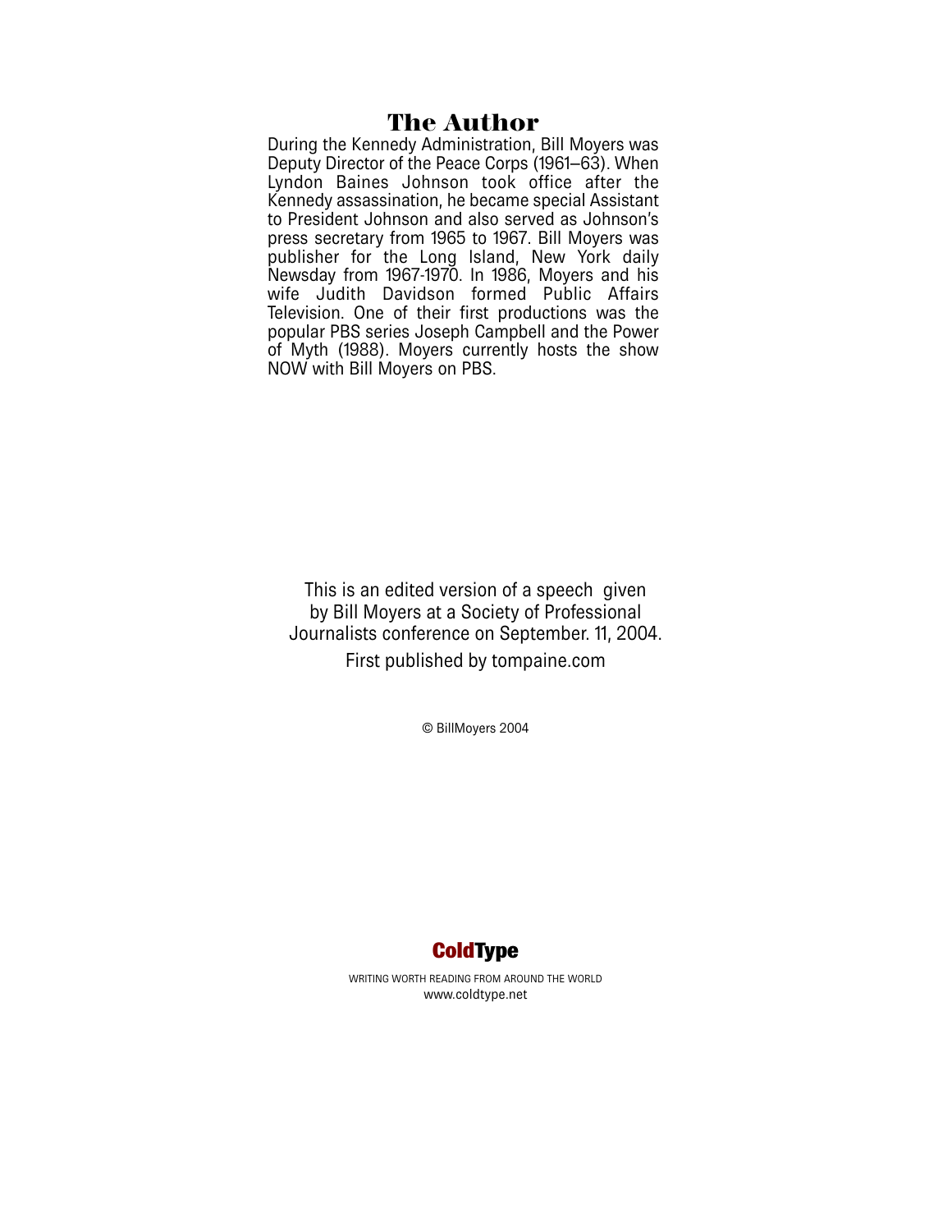# The Author

During the Kennedy Administration, Bill Moyers was Deputy Director of the Peace Corps (1961–63). When Lyndon Baines Johnson took office after the Kennedy assassination, he became special Assistant to President Johnson and also served as Johnson's press secretary from 1965 to 1967. Bill Moyers was publisher for the Long Island, New York daily Newsday from 1967-1970. In 1986, Moyers and his wife Judith Davidson formed Public Affairs Television. One of their first productions was the popular PBS series Joseph Campbell and the Power of Myth (1988). Moyers currently hosts the show NOW with Bill Moyers on PBS.

This is an edited version of a speech given by Bill Moyers at a Society of Professional Journalists conference on September. 11, 2004.

First published by tompaine.com

© BillMoyers 2004

**ColdType**

WRITING WORTH READING FROM AROUND THE WORLD

www.coldtype.net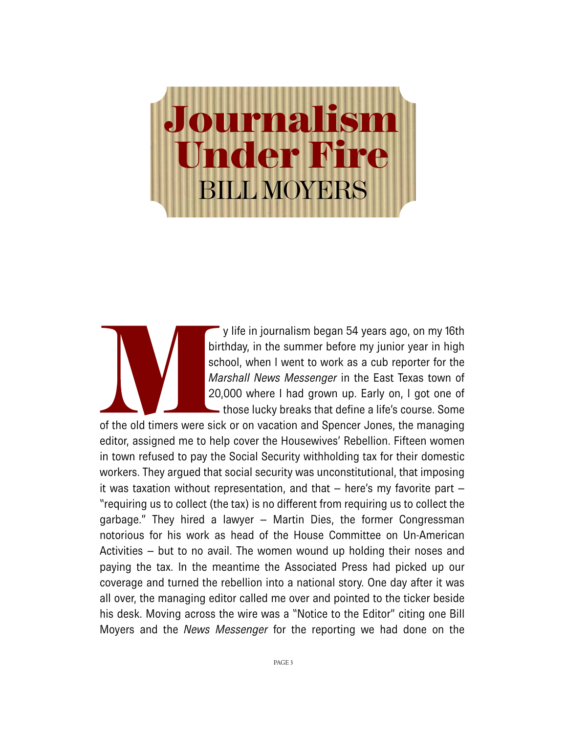# Journalism Under Fire

## BILL MOYERS

My life in journalism began 54 years ago, on my 16th birthday, in the summer before my junior year in high school, when I went to work as a cub reporter for the *Marshall News Messenger* in the East Texas town of 20,000 where I had grown up. Early on, I got one of those lucky breaks that define a life's course. Some of the old timers were sick or on vacation and Spencer Jones, the managing editor, assigned me to help cover the Housewives' Rebellion. Fifteen women in town refused to pay the Social Security withholding tax for their domestic workers. They argued that social security was unconstitutional, that imposing it was taxation without representation, and that – here's my favorite part – "requiring us to collect (the tax) is no different from requiring us to collect the garbage." They hired a lawyer – Martin Dies, the former Congressman notorious for his work as head of the House Committee on Un-American Activities – but to no avail. The women wound up holding their noses and paying the tax. In the meantime the Associated Press had picked up our coverage and turned the rebellion into a national story. One day after it was all over, the managing editor called me over and pointed to the ticker beside his desk. Moving across the wire was a "Notice to the Editor" citing one Bill Moyers and the *News Messenger* for the reporting we had done on the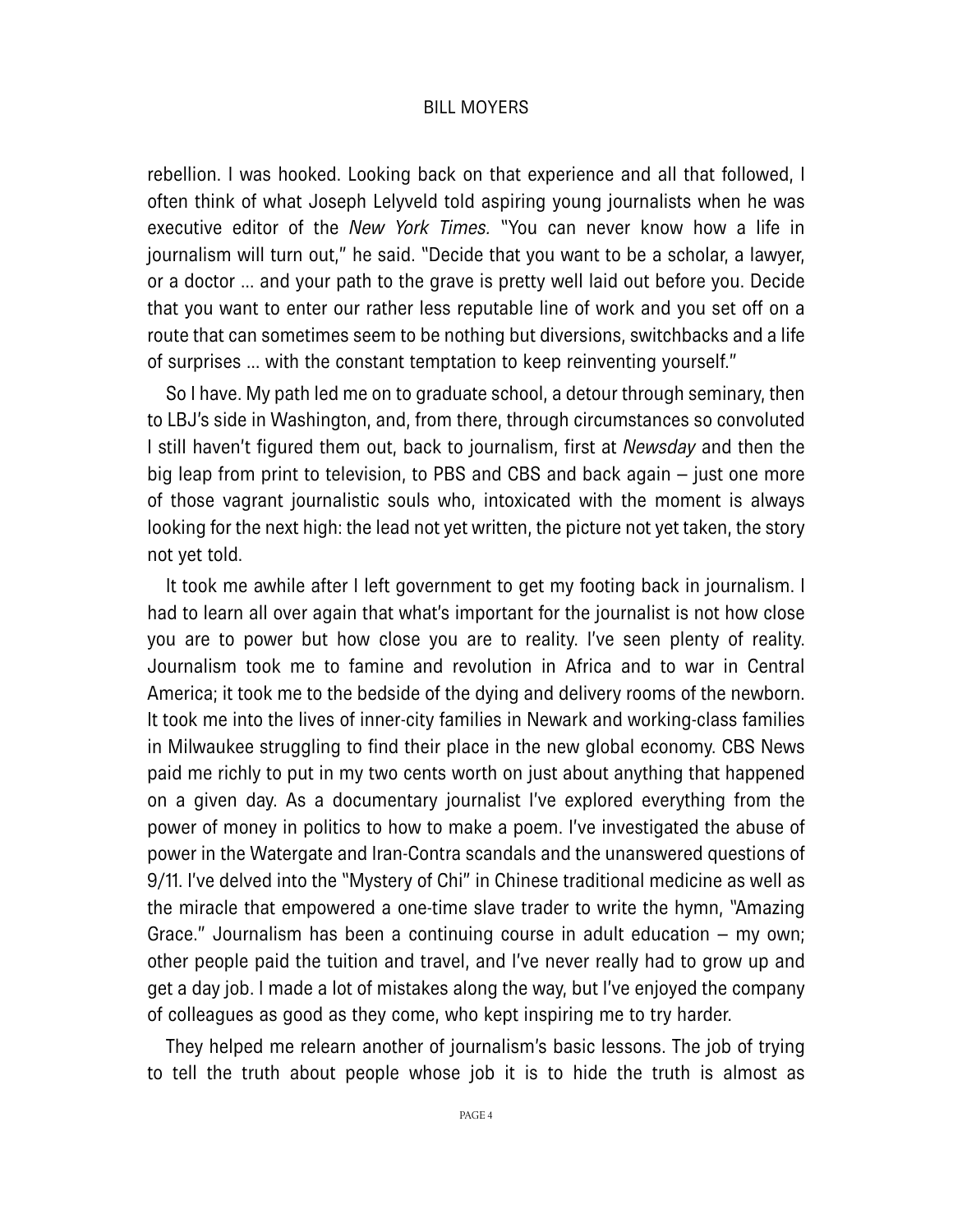rebellion. I was hooked. Looking back on that experience and all that followed, I often think of what Joseph Lelyveld told aspiring young journalists when he was executive editor of the *New York Times.* "You can never know how a life in journalism will turn out," he said. "Decide that you want to be a scholar, a lawyer, or a doctor … and your path to the grave is pretty well laid out before you. Decide that you want to enter our rather less reputable line of work and you set off on a route that can sometimes seem to be nothing but diversions, switchbacks and a life of surprises … with the constant temptation to keep reinventing yourself."

So I have. My path led me on to graduate school, a detour through seminary, then to LBJ's side in Washington, and, from there, through circumstances so convoluted I still haven't figured them out, back to journalism, first at *Newsday* and then the big leap from print to television, to PBS and CBS and back again – just one more of those vagrant journalistic souls who, intoxicated with the moment is always looking for the next high: the lead not yet written, the picture not yet taken, the story not yet told.

It took me awhile after I left government to get my footing back in journalism. I had to learn all over again that what's important for the journalist is not how close you are to power but how close you are to reality. I've seen plenty of reality. Journalism took me to famine and revolution in Africa and to war in Central America; it took me to the bedside of the dying and delivery rooms of the newborn. It took me into the lives of inner-city families in Newark and working-class families in Milwaukee struggling to find their place in the new global economy. CBS News paid me richly to put in my two cents worth on just about anything that happened on a given day. As a documentary journalist I've explored everything from the power of money in politics to how to make a poem. I've investigated the abuse of power in the Watergate and Iran-Contra scandals and the unanswered questions of 9/11. I've delved into the "Mystery of Chi" in Chinese traditional medicine as well as the miracle that empowered a one-time slave trader to write the hymn, "Amazing Grace." Journalism has been a continuing course in adult education – my own; other people paid the tuition and travel, and I've never really had to grow up and get a day job. I made a lot of mistakes along the way, but I've enjoyed the company of colleagues as good as they come, who kept inspiring me to try harder.

They helped me relearn another of journalism's basic lessons. The job of trying to tell the truth about people whose job it is to hide the truth is almost as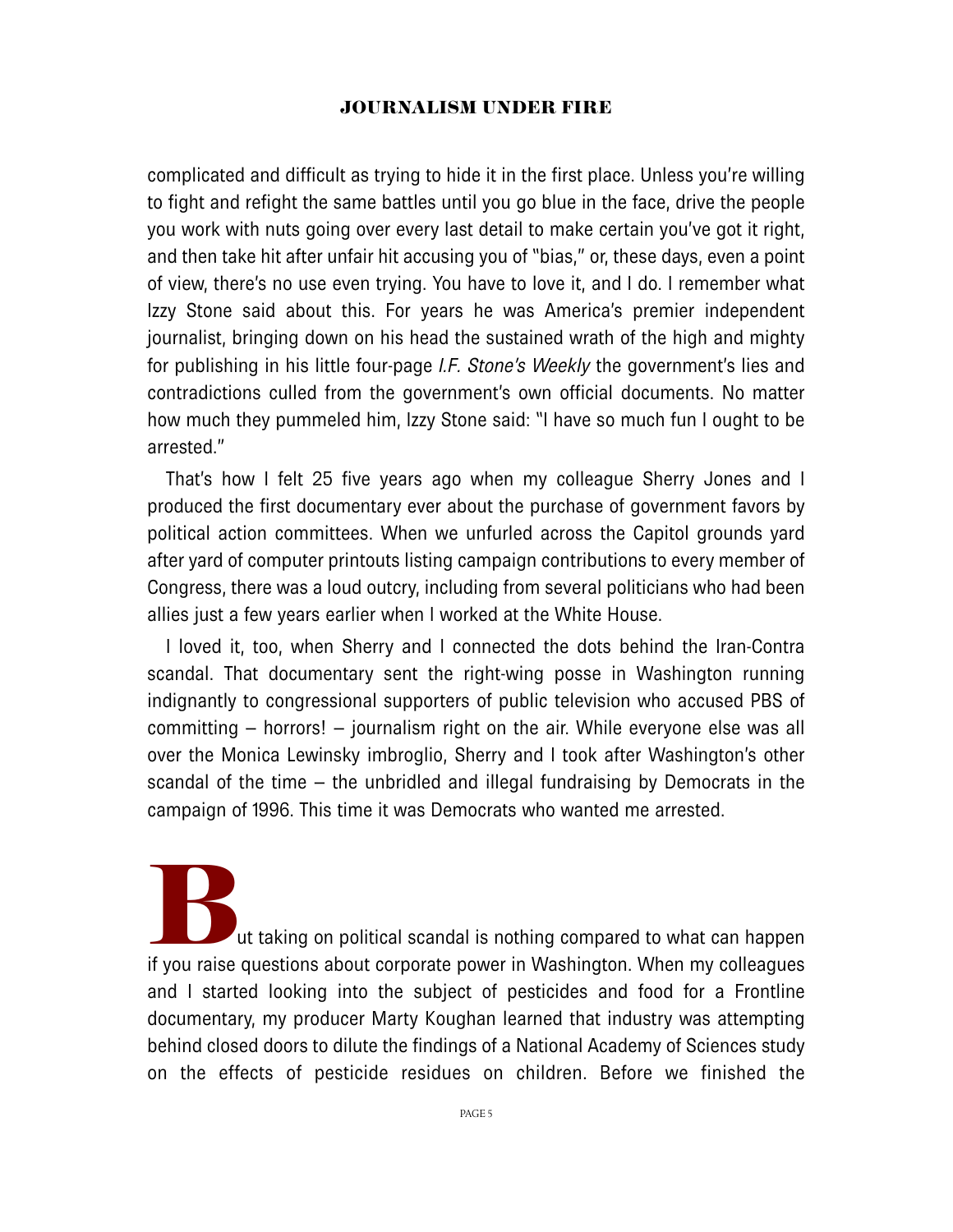complicated and difficult as trying to hide it in the first place. Unless you're willing to fight and refight the same battles until you go blue in the face, drive the people you work with nuts going over every last detail to make certain you've got it right, and then take hit after unfair hit accusing you of "bias," or, these days, even a point of view, there's no use even trying. You have to love it, and I do. I remember what Izzy Stone said about this. For years he was America's premier independent journalist, bringing down on his head the sustained wrath of the high and mighty for publishing in his little four-page *I.F. Stone's Weekly* the government's lies and contradictions culled from the government's own official documents. No matter how much they pummeled him, Izzy Stone said: "I have so much fun I ought to be arrested."

That's how I felt 25 five years ago when my colleague Sherry Jones and I produced the first documentary ever about the purchase of government favors by political action committees. When we unfurled across the Capitol grounds yard after yard of computer printouts listing campaign contributions to every member of Congress, there was a loud outcry, including from several politicians who had been allies just a few years earlier when I worked at the White House.

I loved it, too, when Sherry and I connected the dots behind the Iran-Contra scandal. That documentary sent the right-wing posse in Washington running indignantly to congressional supporters of public television who accused PBS of committing – horrors! – journalism right on the air. While everyone else was all over the Monica Lewinsky imbroglio, Sherry and I took after Washington's other scandal of the time – the unbridled and illegal fundraising by Democrats in the campaign of 1996. This time it was Democrats who wanted me arrested.

But taking on political scandal is nothing compared to what can happen if you raise questions about corporate power in Washington. When my colleagues and I started looking into the subject of pesticides and food for a Frontline documentary, my producer Marty Koughan learned that industry was attempting behind closed doors to dilute the findings of a National Academy of Sciences study on the effects of pesticide residues on children. Before we finished the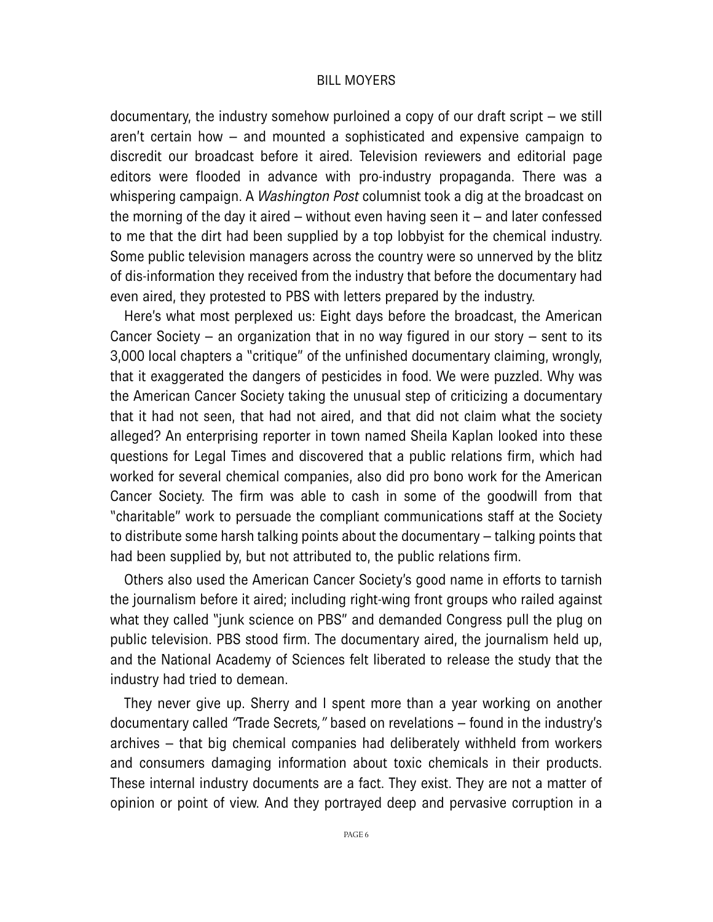documentary, the industry somehow purloined a copy of our draft script – we still aren't certain how – and mounted a sophisticated and expensive campaign to discredit our broadcast before it aired. Television reviewers and editorial page editors were flooded in advance with pro-industry propaganda. There was a whispering campaign. A *Washington Post* columnist took a dig at the broadcast on the morning of the day it aired – without even having seen it – and later confessed to me that the dirt had been supplied by a top lobbyist for the chemical industry. Some public television managers across the country were so unnerved by the blitz of dis-information they received from the industry that before the documentary had even aired, they protested to PBS with letters prepared by the industry.

Here's what most perplexed us: Eight days before the broadcast, the American Cancer Society – an organization that in no way figured in our story – sent to its 3,000 local chapters a "critique" of the unfinished documentary claiming, wrongly, that it exaggerated the dangers of pesticides in food. We were puzzled. Why was the American Cancer Society taking the unusual step of criticizing a documentary that it had not seen, that had not aired, and that did not claim what the society alleged? An enterprising reporter in town named Sheila Kaplan looked into these questions for Legal Times and discovered that a public relations firm, which had worked for several chemical companies, also did pro bono work for the American Cancer Society. The firm was able to cash in some of the goodwill from that "charitable" work to persuade the compliant communications staff at the Society to distribute some harsh talking points about the documentary – talking points that had been supplied by, but not attributed to, the public relations firm.

Others also used the American Cancer Society's good name in efforts to tarnish the journalism before it aired; including right-wing front groups who railed against what they called "junk science on PBS" and demanded Congress pull the plug on public television. PBS stood firm. The documentary aired, the journalism held up, and the National Academy of Sciences felt liberated to release the study that the industry had tried to demean.

They never give up. Sherry and I spent more than a year working on another documentary called *"Trade Secrets,"* based on revelations – found in the industry's archives – that big chemical companies had deliberately withheld from workers and consumers damaging information about toxic chemicals in their products. These internal industry documents are a fact. They exist. They are not a matter of opinion or point of view. And they portrayed deep and pervasive corruption in a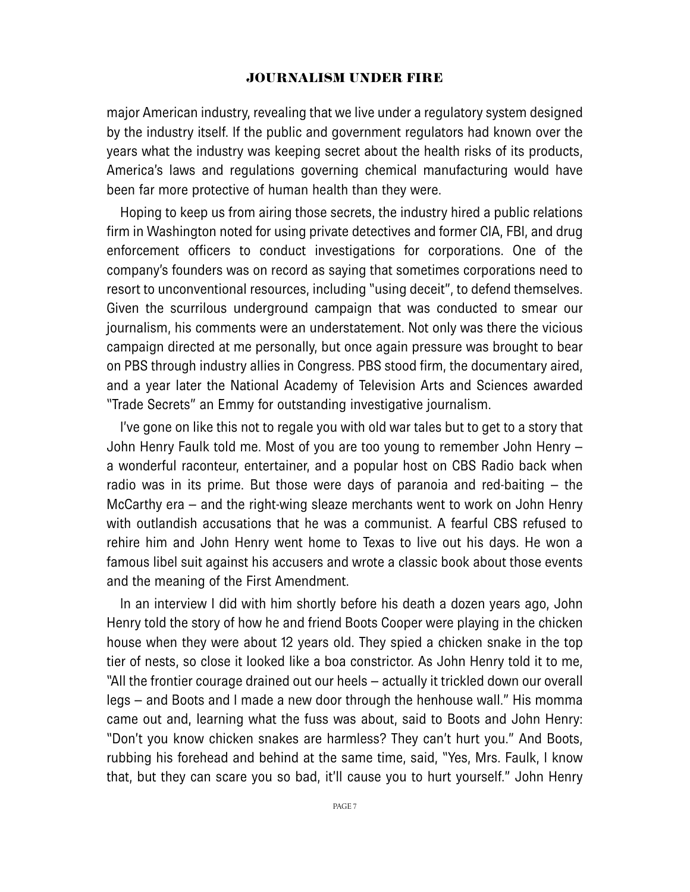major American industry, revealing that we live under a regulatory system designed by the industry itself. If the public and government regulators had known over the years what the industry was keeping secret about the health risks of its products, America's laws and regulations governing chemical manufacturing would have been far more protective of human health than they were.

Hoping to keep us from airing those secrets, the industry hired a public relations firm in Washington noted for using private detectives and former CIA, FBI, and drug enforcement officers to conduct investigations for corporations. One of the company's founders was on record as saying that sometimes corporations need to resort to unconventional resources, including "using deceit", to defend themselves. Given the scurrilous underground campaign that was conducted to smear our journalism, his comments were an understatement. Not only was there the vicious campaign directed at me personally, but once again pressure was brought to bear on PBS through industry allies in Congress. PBS stood firm, the documentary aired, and a year later the National Academy of Television Arts and Sciences awarded "Trade Secrets" an Emmy for outstanding investigative journalism.

I've gone on like this not to regale you with old war tales but to get to a story that John Henry Faulk told me. Most of you are too young to remember John Henry – a wonderful raconteur, entertainer, and a popular host on CBS Radio back when radio was in its prime. But those were days of paranoia and red-baiting – the McCarthy era – and the right-wing sleaze merchants went to work on John Henry with outlandish accusations that he was a communist. A fearful CBS refused to rehire him and John Henry went home to Texas to live out his days. He won a famous libel suit against his accusers and wrote a classic book about those events and the meaning of the First Amendment.

In an interview I did with him shortly before his death a dozen years ago, John Henry told the story of how he and friend Boots Cooper were playing in the chicken house when they were about 12 years old. They spied a chicken snake in the top tier of nests, so close it looked like a boa constrictor. As John Henry told it to me, "All the frontier courage drained out our heels – actually it trickled down our overall legs – and Boots and I made a new door through the henhouse wall." His momma came out and, learning what the fuss was about, said to Boots and John Henry: "Don't you know chicken snakes are harmless? They can't hurt you." And Boots, rubbing his forehead and behind at the same time, said, "Yes, Mrs. Faulk, I know that, but they can scare you so bad, it'll cause you to hurt yourself." John Henry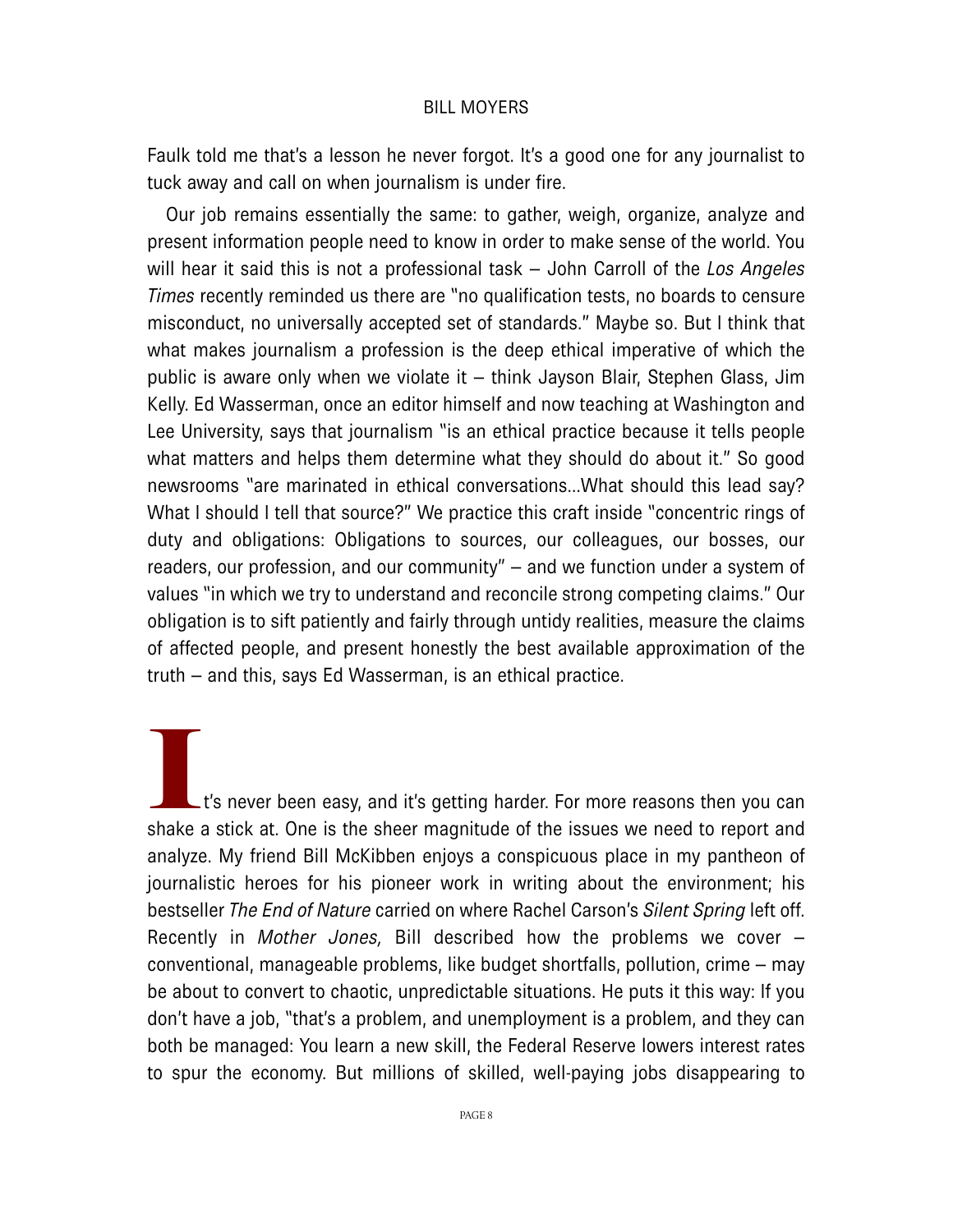Faulk told me that's a lesson he never forgot. It's a good one for any journalist to tuck away and call on when journalism is under fire.

Our job remains essentially the same: to gather, weigh, organize, analyze and present information people need to know in order to make sense of the world. You will hear it said this is not a professional task – John Carroll of the *Los Angeles Times* recently reminded us there are "no qualification tests, no boards to censure misconduct, no universally accepted set of standards." Maybe so. But I think that what makes journalism a profession is the deep ethical imperative of which the public is aware only when we violate it – think Jayson Blair, Stephen Glass, Jim Kelly. Ed Wasserman, once an editor himself and now teaching at Washington and Lee University, says that journalism "is an ethical practice because it tells people what matters and helps them determine what they should do about it." So good newsrooms "are marinated in ethical conversations...What should this lead say? What I should I tell that source?" We practice this craft inside "concentric rings of duty and obligations: Obligations to sources, our colleagues, our bosses, our readers, our profession, and our community" – and we function under a system of values "in which we try to understand and reconcile strong competing claims." Our obligation is to sift patiently and fairly through untidy realities, measure the claims of affected people, and present honestly the best available approximation of the truth – and this, says Ed Wasserman, is an ethical practice.

It's never been easy, and it's getting harder. For more reasons then you can shake a stick at. One is the sheer magnitude of the issues we need to report and analyze. My friend Bill McKibben enjoys a conspicuous place in my pantheon of journalistic heroes for his pioneer work in writing about the environment; his bestseller *The End of Nature* carried on where Rachel Carson's *Silent Spring* left off. Recently in *Mother Jones,* Bill described how the problems we cover – conventional, manageable problems, like budget shortfalls, pollution, crime – may be about to convert to chaotic, unpredictable situations. He puts it this way: If you don't have a job, "that's a problem, and unemployment is a problem, and they can both be managed: You learn a new skill, the Federal Reserve lowers interest rates to spur the economy. But millions of skilled, well-paying jobs disappearing to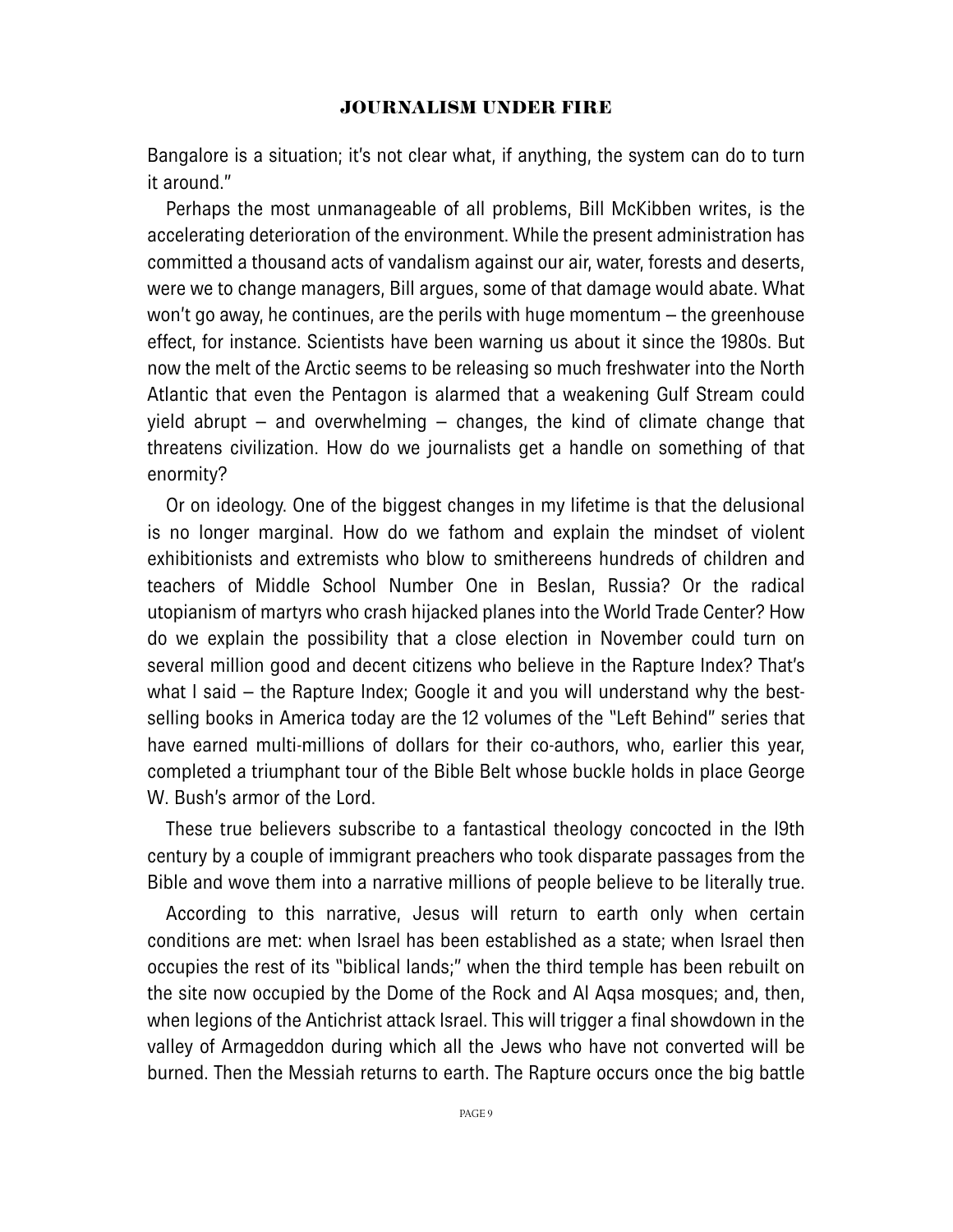Bangalore is a situation; it's not clear what, if anything, the system can do to turn it around."

Perhaps the most unmanageable of all problems, Bill McKibben writes, is the accelerating deterioration of the environment. While the present administration has committed a thousand acts of vandalism against our air, water, forests and deserts, were we to change managers, Bill argues, some of that damage would abate. What won't go away, he continues, are the perils with huge momentum – the greenhouse effect, for instance. Scientists have been warning us about it since the 1980s. But now the melt of the Arctic seems to be releasing so much freshwater into the North Atlantic that even the Pentagon is alarmed that a weakening Gulf Stream could yield abrupt – and overwhelming – changes, the kind of climate change that threatens civilization. How do we journalists get a handle on something of that enormity?

Or on ideology. One of the biggest changes in my lifetime is that the delusional is no longer marginal. How do we fathom and explain the mindset of violent exhibitionists and extremists who blow to smithereens hundreds of children and teachers of Middle School Number One in Beslan, Russia? Or the radical utopianism of martyrs who crash hijacked planes into the World Trade Center? How do we explain the possibility that a close election in November could turn on several million good and decent citizens who believe in the Rapture Index? That's what I said – the Rapture Index; Google it and you will understand why the best-selling books in America today are the 12 volumes of the "Left Behind" series that have earned multi-millions of dollars for their co-authors, who, earlier this year, completed a triumphant tour of the Bible Belt whose buckle holds in place George W. Bush's armor of the Lord.

These true believers subscribe to a fantastical theology concocted in the 19th century by a couple of immigrant preachers who took disparate passages from the Bible and wove them into a narrative millions of people believe to be literally true.

According to this narrative, Jesus will return to earth only when certain conditions are met: when Israel has been established as a state; when Israel then occupies the rest of its "biblical lands;" when the third temple has been rebuilt on the site now occupied by the Dome of the Rock and Al Aqsa mosques; and, then, when legions of the Antichrist attack Israel. This will trigger a final showdown in the valley of Armageddon during which all the Jews who have not converted will be burned. Then the Messiah returns to earth. The Rapture occurs once the big battle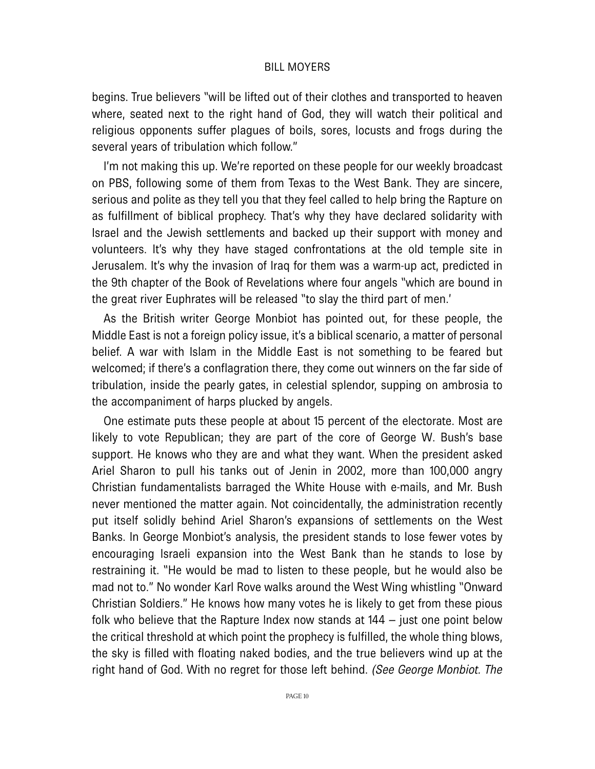begins. True believers "will be lifted out of their clothes and transported to heaven where, seated next to the right hand of God, they will watch their political and religious opponents suffer plagues of boils, sores, locusts and frogs during the several years of tribulation which follow."

I'm not making this up. We're reported on these people for our weekly broadcast on PBS, following some of them from Texas to the West Bank. They are sincere, serious and polite as they tell you that they feel called to help bring the Rapture on as fulfillment of biblical prophecy. That's why they have declared solidarity with Israel and the Jewish settlements and backed up their support with money and volunteers. It's why they have staged confrontations at the old temple site in Jerusalem. It's why the invasion of Iraq for them was a warm-up act, predicted in the 9th chapter of the Book of Revelations where four angels "which are bound in the great river Euphrates will be released "to slay the third part of men.'

As the British writer George Monbiot has pointed out, for these people, the Middle East is not a foreign policy issue, it's a biblical scenario, a matter of personal belief. A war with Islam in the Middle East is not something to be feared but welcomed; if there's a conflagration there, they come out winners on the far side of tribulation, inside the pearly gates, in celestial splendor, supping on ambrosia to the accompaniment of harps plucked by angels.

One estimate puts these people at about 15 percent of the electorate. Most are likely to vote Republican; they are part of the core of George W. Bush's base support. He knows who they are and what they want. When the president asked Ariel Sharon to pull his tanks out of Jenin in 2002, more than 100,000 angry Christian fundamentalists barraged the White House with e-mails, and Mr. Bush never mentioned the matter again. Not coincidentally, the administration recently put itself solidly behind Ariel Sharon's expansions of settlements on the West Banks. In George Monbiot's analysis, the president stands to lose fewer votes by encouraging Israeli expansion into the West Bank than he stands to lose by restraining it. "He would be mad to listen to these people, but he would also be mad not to." No wonder Karl Rove walks around the West Wing whistling "Onward Christian Soldiers." He knows how many votes he is likely to get from these pious folk who believe that the Rapture Index now stands at 144 – just one point below the critical threshold at which point the prophecy is fulfilled, the whole thing blows, the sky is filled with floating naked bodies, and the true believers wind up at the right hand of God. With no regret for those left behind. *(See George Monbiot. The*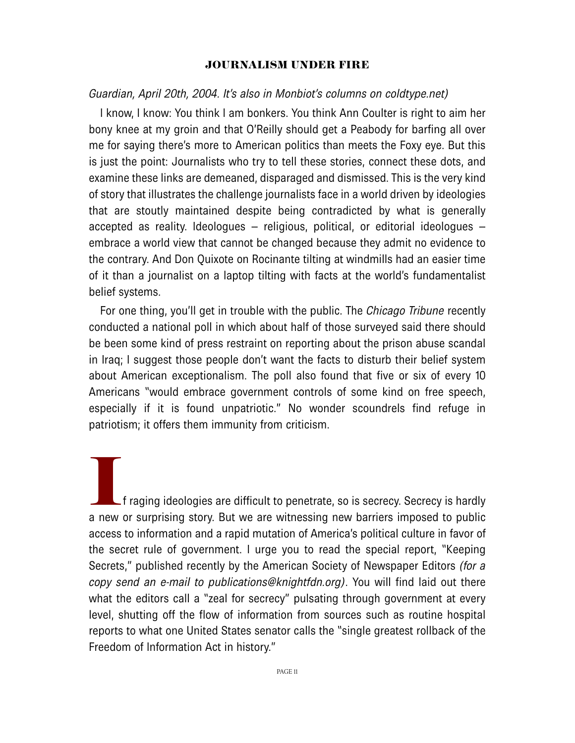# JOURNALISM UNDER FIRE

*Guardian, April 20th, 2004. It's also in Monbiot's columns on coldtype.net)*

I know, I know: You think I am bonkers. You think Ann Coulter is right to aim her bony knee at my groin and that O'Reilly should get a Peabody for barfing all over me for saying there's more to American politics than meets the Foxy eye. But this is just the point: Journalists who try to tell these stories, connect these dots, and examine these links are demeaned, disparaged and dismissed. This is the very kind of story that illustrates the challenge journalists face in a world driven by ideologies that are stoutly maintained despite being contradicted by what is generally accepted as reality. Ideologues – religious, political, or editorial ideologues – embrace a world view that cannot be changed because they admit no evidence to the contrary. And Don Quixote on Rocinante tilting at windmills had an easier time of it than a journalist on a laptop tilting with facts at the world's fundamentalist belief systems.

For one thing, you'll get in trouble with the public. The *Chicago Tribune* recently conducted a national poll in which about half of those surveyed said there should be been some kind of press restraint on reporting about the prison abuse scandal in Iraq; I suggest those people don't want the facts to disturb their belief system about American exceptionalism. The poll also found that five or six of every 10 Americans "would embrace government controls of some kind on free speech, especially if it is found unpatriotic." No wonder scoundrels find refuge in patriotism; it offers them immunity from criticism.

If raging ideologies are difficult to penetrate, so is secrecy. Secrecy is hardly a new or surprising story. But we are witnessing new barriers imposed to public access to information and a rapid mutation of America's political culture in favor of the secret rule of government. I urge you to read the special report, "Keeping Secrets," published recently by the American Society of Newspaper Editors *(for a copy send an e-mail to publications@knightfdn.org)*. You will find laid out there what the editors call a "zeal for secrecy" pulsating through government at every level, shutting off the flow of information from sources such as routine hospital reports to what one United States senator calls the "single greatest rollback of the Freedom of Information Act in history."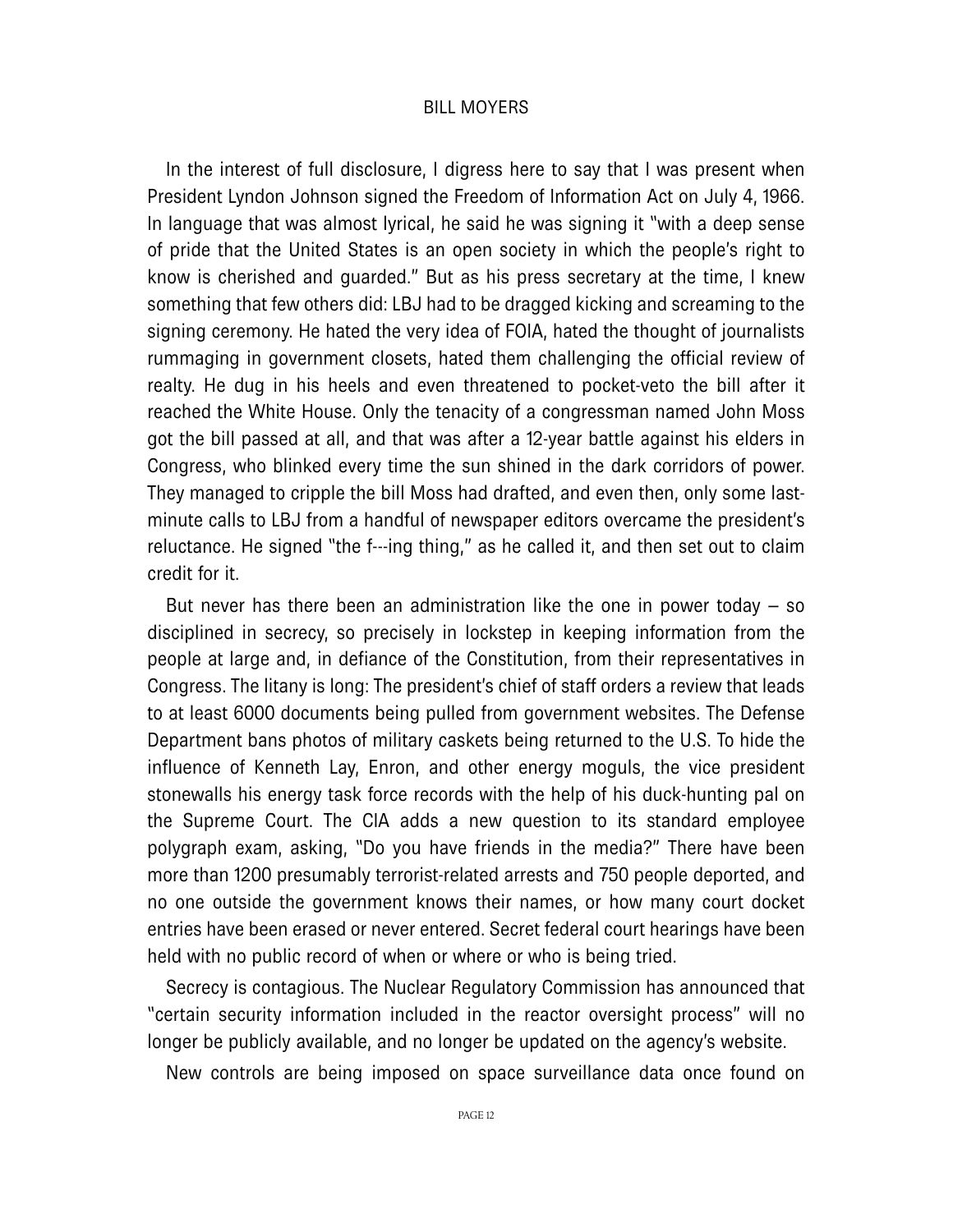In the interest of full disclosure, I digress here to say that I was present when President Lyndon Johnson signed the Freedom of Information Act on July 4, 1966. In language that was almost lyrical, he said he was signing it "with a deep sense of pride that the United States is an open society in which the people's right to know is cherished and guarded." But as his press secretary at the time, I knew something that few others did: LBJ had to be dragged kicking and screaming to the signing ceremony. He hated the very idea of FOIA, hated the thought of journalists rummaging in government closets, hated them challenging the official review of realty. He dug in his heels and even threatened to pocket-veto the bill after it reached the White House. Only the tenacity of a congressman named John Moss got the bill passed at all, and that was after a 12-year battle against his elders in Congress, who blinked every time the sun shined in the dark corridors of power. They managed to cripple the bill Moss had drafted, and even then, only some last-minute calls to LBJ from a handful of newspaper editors overcame the president's reluctance. He signed "the f---ing thing," as he called it, and then set out to claim credit for it.

But never has there been an administration like the one in power today – so disciplined in secrecy, so precisely in lockstep in keeping information from the people at large and, in defiance of the Constitution, from their representatives in Congress. The litany is long: The president's chief of staff orders a review that leads to at least 6000 documents being pulled from government websites. The Defense Department bans photos of military caskets being returned to the U.S. To hide the influence of Kenneth Lay, Enron, and other energy moguls, the vice president stonewalls his energy task force records with the help of his duck-hunting pal on the Supreme Court. The CIA adds a new question to its standard employee polygraph exam, asking, "Do you have friends in the media?" There have been more than 1200 presumably terrorist-related arrests and 750 people deported, and no one outside the government knows their names, or how many court docket entries have been erased or never entered. Secret federal court hearings have been held with no public record of when or where or who is being tried.

Secrecy is contagious. The Nuclear Regulatory Commission has announced that "certain security information included in the reactor oversight process" will no longer be publicly available, and no longer be updated on the agency's website.

New controls are being imposed on space surveillance data once found on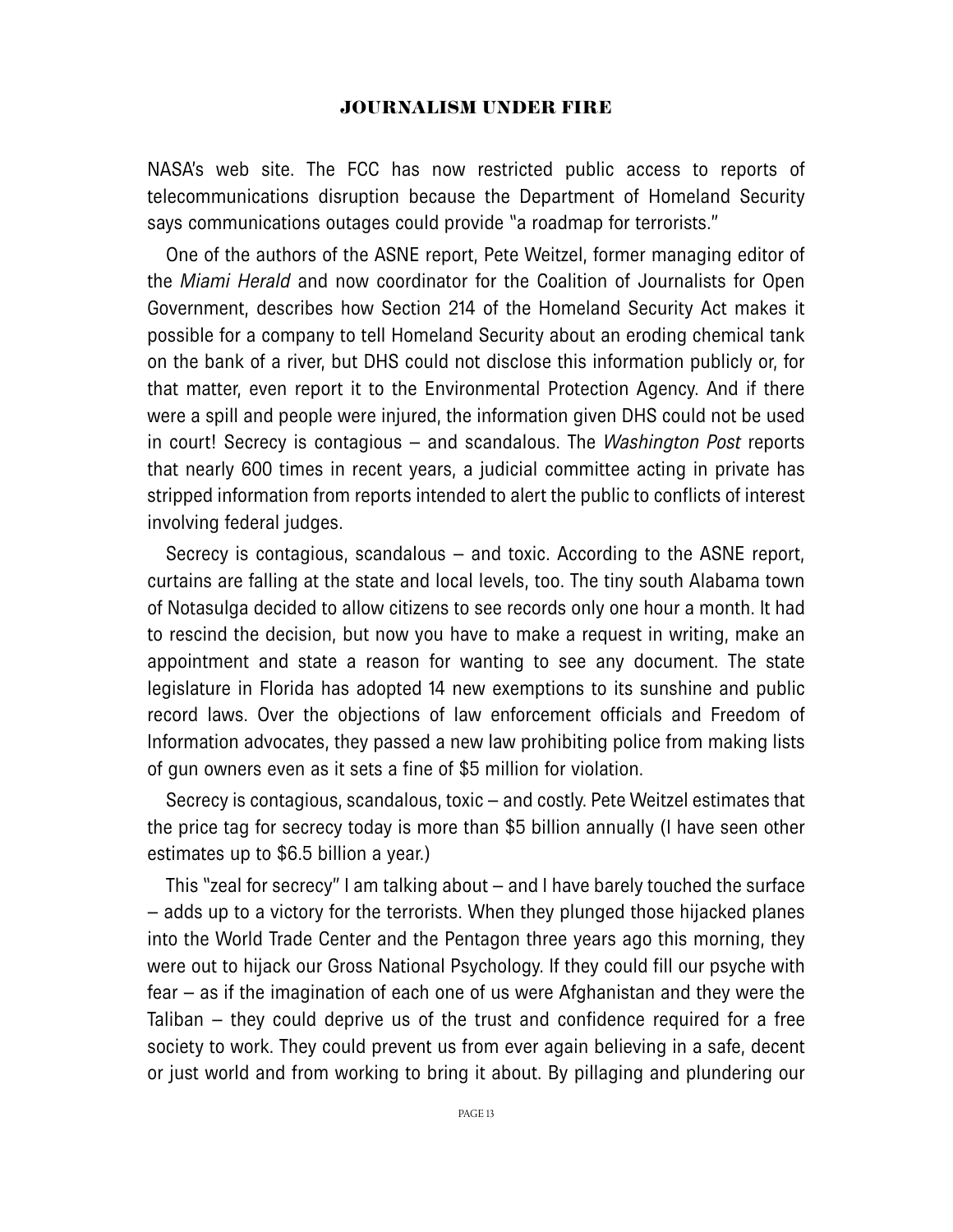NASA's web site. The FCC has now restricted public access to reports of telecommunications disruption because the Department of Homeland Security says communications outages could provide "a roadmap for terrorists."

One of the authors of the ASNE report, Pete Weitzel, former managing editor of the *Miami Herald* and now coordinator for the Coalition of Journalists for Open Government, describes how Section 214 of the Homeland Security Act makes it possible for a company to tell Homeland Security about an eroding chemical tank on the bank of a river, but DHS could not disclose this information publicly or, for that matter, even report it to the Environmental Protection Agency. And if there were a spill and people were injured, the information given DHS could not be used in court! Secrecy is contagious – and scandalous. The *Washington Post* reports that nearly 600 times in recent years, a judicial committee acting in private has stripped information from reports intended to alert the public to conflicts of interest involving federal judges.

Secrecy is contagious, scandalous – and toxic. According to the ASNE report, curtains are falling at the state and local levels, too. The tiny south Alabama town of Notasulga decided to allow citizens to see records only one hour a month. It had to rescind the decision, but now you have to make a request in writing, make an appointment and state a reason for wanting to see any document. The state legislature in Florida has adopted 14 new exemptions to its sunshine and public record laws. Over the objections of law enforcement officials and Freedom of Information advocates, they passed a new law prohibiting police from making lists of gun owners even as it sets a fine of $5 million for violation.

Secrecy is contagious, scandalous, toxic – and costly. Pete Weitzel estimates that the price tag for secrecy today is more than $5 billion annually (I have seen other estimates up to $6.5 billion a year.)

This "zeal for secrecy" I am talking about – and I have barely touched the surface – adds up to a victory for the terrorists. When they plunged those hijacked planes into the World Trade Center and the Pentagon three years ago this morning, they were out to hijack our Gross National Psychology. If they could fill our psyche with fear – as if the imagination of each one of us were Afghanistan and they were the Taliban – they could deprive us of the trust and confidence required for a free society to work. They could prevent us from ever again believing in a safe, decent or just world and from working to bring it about. By pillaging and plundering our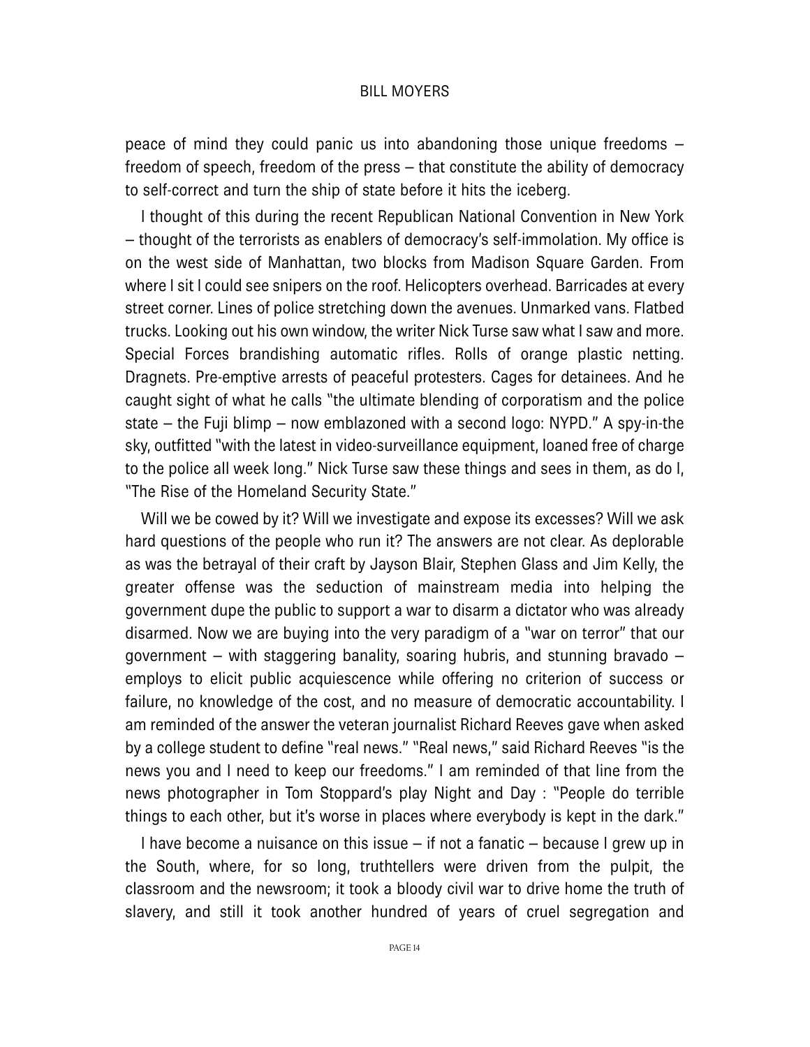peace of mind they could panic us into abandoning those unique freedoms – freedom of speech, freedom of the press – that constitute the ability of democracy to self-correct and turn the ship of state before it hits the iceberg.

I thought of this during the recent Republican National Convention in New York – thought of the terrorists as enablers of democracy's self-immolation. My office is on the west side of Manhattan, two blocks from Madison Square Garden. From where I sit I could see snipers on the roof. Helicopters overhead. Barricades at every street corner. Lines of police stretching down the avenues. Unmarked vans. Flatbed trucks. Looking out his own window, the writer Nick Turse saw what I saw and more. Special Forces brandishing automatic rifles. Rolls of orange plastic netting. Dragnets. Pre-emptive arrests of peaceful protesters. Cages for detainees. And he caught sight of what he calls "the ultimate blending of corporatism and the police state – the Fuji blimp – now emblazoned with a second logo: NYPD." A spy-in-the sky, outfitted "with the latest in video-surveillance equipment, loaned free of charge to the police all week long." Nick Turse saw these things and sees in them, as do I, "The Rise of the Homeland Security State."

Will we be cowed by it? Will we investigate and expose its excesses? Will we ask hard questions of the people who run it? The answers are not clear. As deplorable as was the betrayal of their craft by Jayson Blair, Stephen Glass and Jim Kelly, the greater offense was the seduction of mainstream media into helping the government dupe the public to support a war to disarm a dictator who was already disarmed. Now we are buying into the very paradigm of a "war on terror" that our government – with staggering banality, soaring hubris, and stunning bravado – employs to elicit public acquiescence while offering no criterion of success or failure, no knowledge of the cost, and no measure of democratic accountability. I am reminded of the answer the veteran journalist Richard Reeves gave when asked by a college student to define "real news." "Real news," said Richard Reeves "is the news you and I need to keep our freedoms." I am reminded of that line from the news photographer in Tom Stoppard's play Night and Day : "People do terrible things to each other, but it's worse in places where everybody is kept in the dark."

I have become a nuisance on this issue – if not a fanatic – because I grew up in the South, where, for so long, truthtellers were driven from the pulpit, the classroom and the newsroom; it took a bloody civil war to drive home the truth of slavery, and still it took another hundred of years of cruel segregation and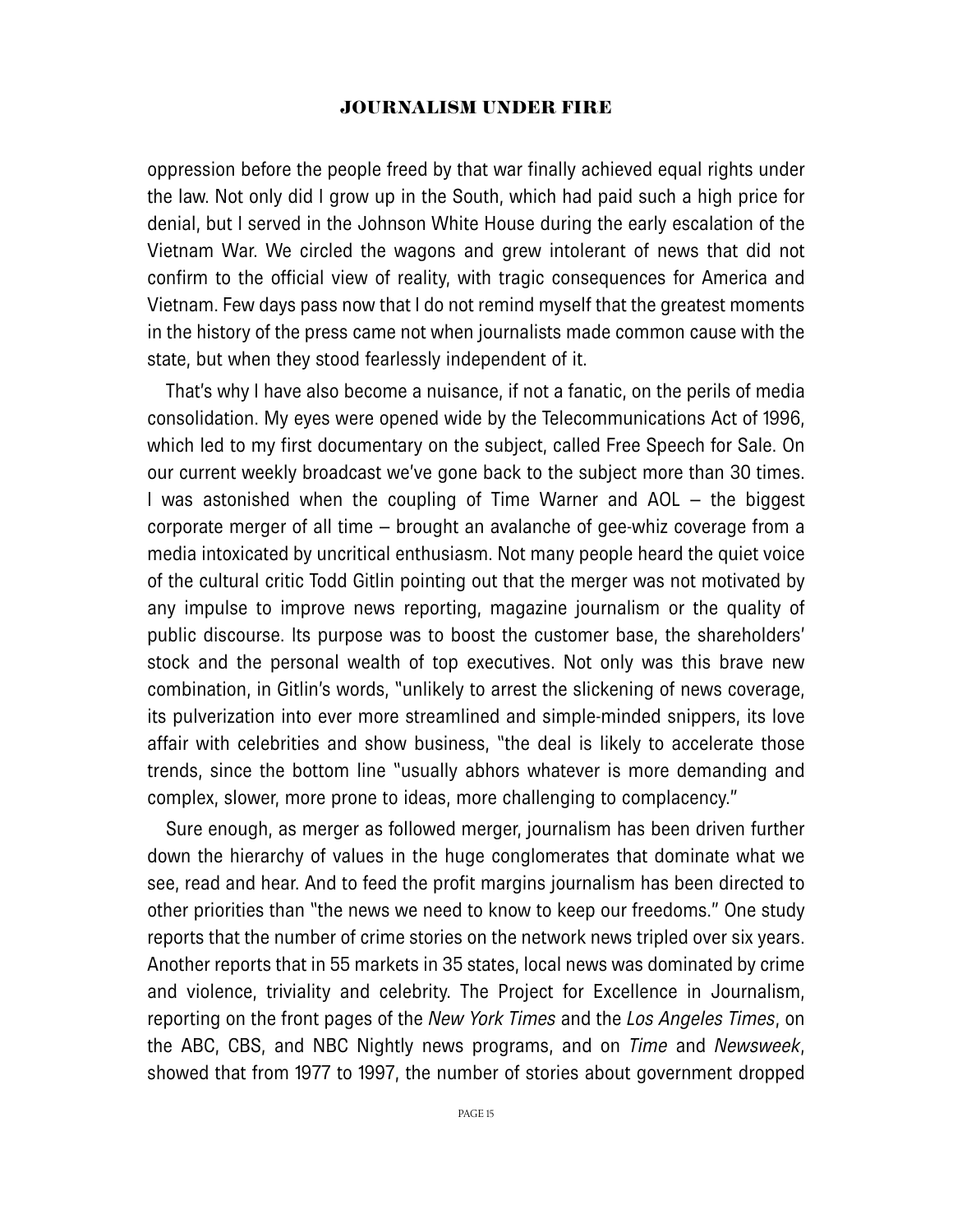oppression before the people freed by that war finally achieved equal rights under the law. Not only did I grow up in the South, which had paid such a high price for denial, but I served in the Johnson White House during the early escalation of the Vietnam War. We circled the wagons and grew intolerant of news that did not confirm to the official view of reality, with tragic consequences for America and Vietnam. Few days pass now that I do not remind myself that the greatest moments in the history of the press came not when journalists made common cause with the state, but when they stood fearlessly independent of it.

That's why I have also become a nuisance, if not a fanatic, on the perils of media consolidation. My eyes were opened wide by the Telecommunications Act of 1996, which led to my first documentary on the subject, called Free Speech for Sale. On our current weekly broadcast we've gone back to the subject more than 30 times. I was astonished when the coupling of Time Warner and AOL – the biggest corporate merger of all time – brought an avalanche of gee-whiz coverage from a media intoxicated by uncritical enthusiasm. Not many people heard the quiet voice of the cultural critic Todd Gitlin pointing out that the merger was not motivated by any impulse to improve news reporting, magazine journalism or the quality of public discourse. Its purpose was to boost the customer base, the shareholders' stock and the personal wealth of top executives. Not only was this brave new combination, in Gitlin's words, "unlikely to arrest the slickening of news coverage, its pulverization into ever more streamlined and simple-minded snippers, its love affair with celebrities and show business, "the deal is likely to accelerate those trends, since the bottom line "usually abhors whatever is more demanding and complex, slower, more prone to ideas, more challenging to complacency."

Sure enough, as merger as followed merger, journalism has been driven further down the hierarchy of values in the huge conglomerates that dominate what we see, read and hear. And to feed the profit margins journalism has been directed to other priorities than "the news we need to know to keep our freedoms." One study reports that the number of crime stories on the network news tripled over six years. Another reports that in 55 markets in 35 states, local news was dominated by crime and violence, triviality and celebrity. The Project for Excellence in Journalism, reporting on the front pages of the *New York Times* and the *Los Angeles Times*, on the ABC, CBS, and NBC Nightly news programs, and on *Time* and *Newsweek*, showed that from 1977 to 1997, the number of stories about government dropped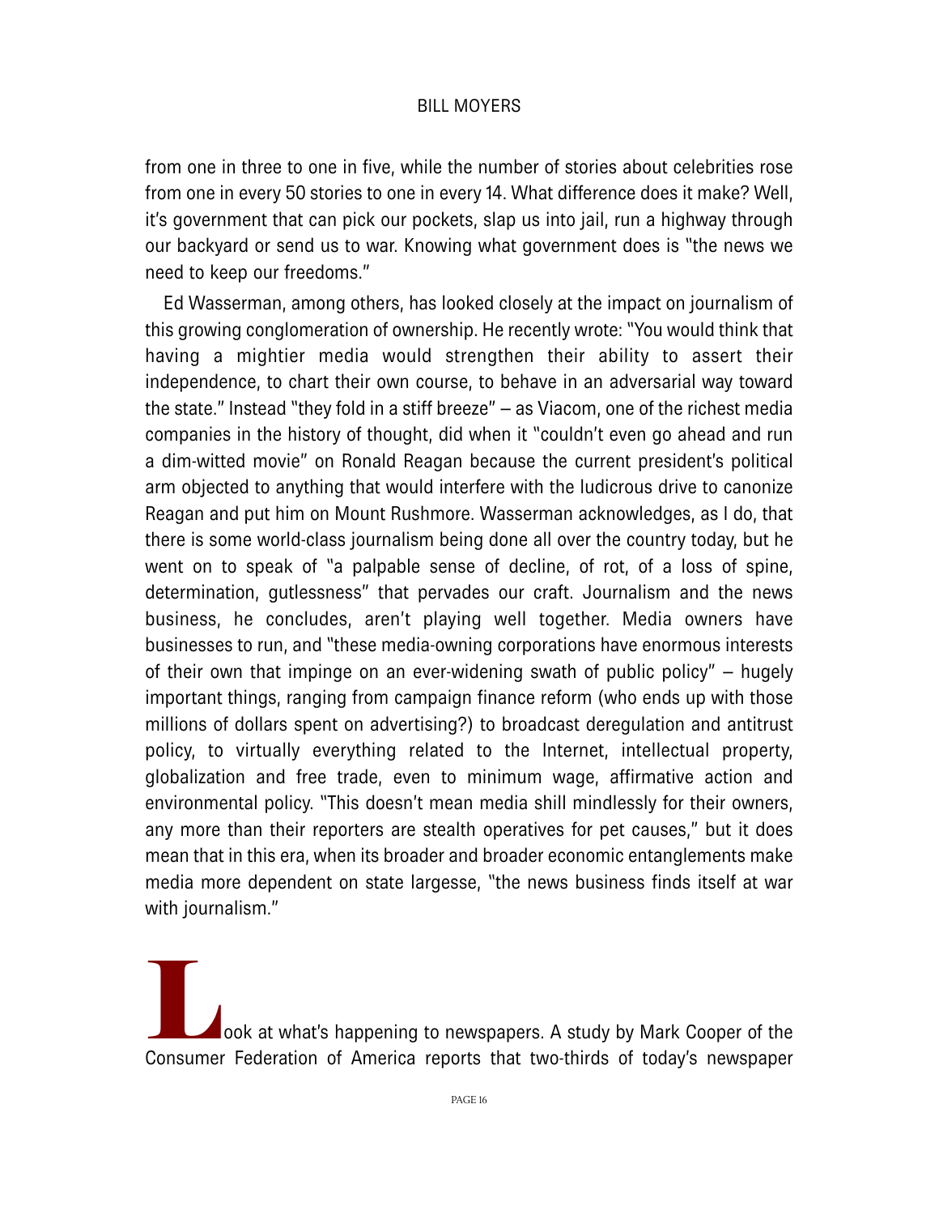from one in three to one in five, while the number of stories about celebrities rose from one in every 50 stories to one in every 14. What difference does it make? Well, it's government that can pick our pockets, slap us into jail, run a highway through our backyard or send us to war. Knowing what government does is "the news we need to keep our freedoms."

Ed Wasserman, among others, has looked closely at the impact on journalism of this growing conglomeration of ownership. He recently wrote: "You would think that having a mightier media would strengthen their ability to assert their independence, to chart their own course, to behave in an adversarial way toward the state." Instead "they fold in a stiff breeze" – as Viacom, one of the richest media companies in the history of thought, did when it "couldn't even go ahead and run a dim-witted movie" on Ronald Reagan because the current president's political arm objected to anything that would interfere with the ludicrous drive to canonize Reagan and put him on Mount Rushmore. Wasserman acknowledges, as I do, that there is some world-class journalism being done all over the country today, but he went on to speak of "a palpable sense of decline, of rot, of a loss of spine, determination, gutlessness" that pervades our craft. Journalism and the news business, he concludes, aren't playing well together. Media owners have businesses to run, and "these media-owning corporations have enormous interests of their own that impinge on an ever-widening swath of public policy" – hugely important things, ranging from campaign finance reform (who ends up with those millions of dollars spent on advertising?) to broadcast deregulation and antitrust policy, to virtually everything related to the Internet, intellectual property, globalization and free trade, even to minimum wage, affirmative action and environmental policy. "This doesn't mean media shill mindlessly for their owners, any more than their reporters are stealth operatives for pet causes," but it does mean that in this era, when its broader and broader economic entanglements make media more dependent on state largesse, "the news business finds itself at war with journalism."

Look at what's happening to newspapers. A study by Mark Cooper of the Consumer Federation of America reports that two-thirds of today's newspaper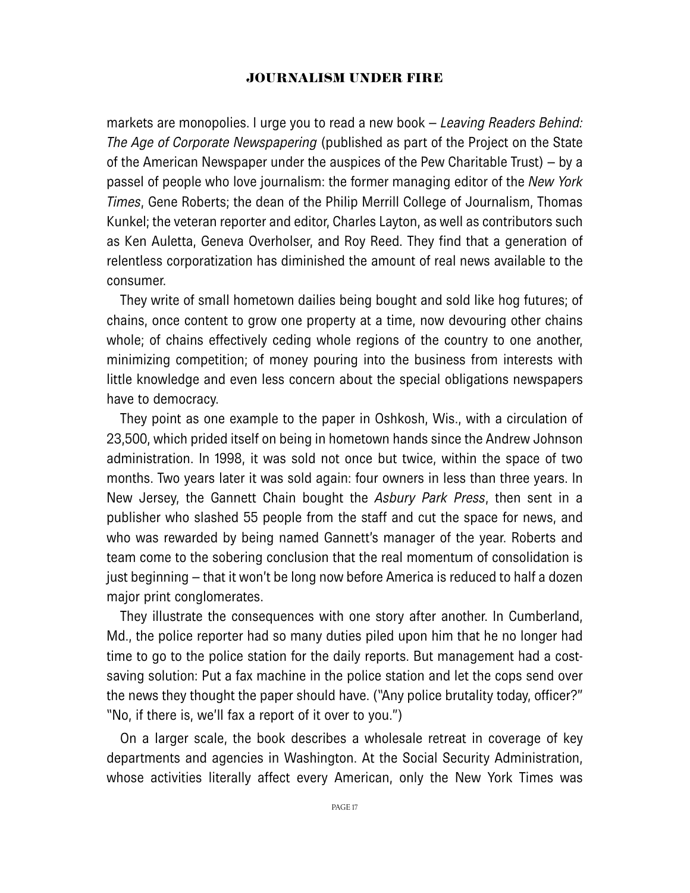markets are monopolies. I urge you to read a new book – *Leaving Readers Behind: The Age of Corporate Newspapering* (published as part of the Project on the State of the American Newspaper under the auspices of the Pew Charitable Trust) – by a passel of people who love journalism: the former managing editor of the *New York Times*, Gene Roberts; the dean of the Philip Merrill College of Journalism, Thomas Kunkel; the veteran reporter and editor, Charles Layton, as well as contributors such as Ken Auletta, Geneva Overholser, and Roy Reed. They find that a generation of relentless corporatization has diminished the amount of real news available to the consumer.

They write of small hometown dailies being bought and sold like hog futures; of chains, once content to grow one property at a time, now devouring other chains whole; of chains effectively ceding whole regions of the country to one another, minimizing competition; of money pouring into the business from interests with little knowledge and even less concern about the special obligations newspapers have to democracy.

They point as one example to the paper in Oshkosh, Wis., with a circulation of 23,500, which prided itself on being in hometown hands since the Andrew Johnson administration. In 1998, it was sold not once but twice, within the space of two months. Two years later it was sold again: four owners in less than three years. In New Jersey, the Gannett Chain bought the *Asbury Park Press*, then sent in a publisher who slashed 55 people from the staff and cut the space for news, and who was rewarded by being named Gannett's manager of the year. Roberts and team come to the sobering conclusion that the real momentum of consolidation is just beginning – that it won't be long now before America is reduced to half a dozen major print conglomerates.

They illustrate the consequences with one story after another. In Cumberland, Md., the police reporter had so many duties piled upon him that he no longer had time to go to the police station for the daily reports. But management had a cost-saving solution: Put a fax machine in the police station and let the cops send over the news they thought the paper should have. ("Any police brutality today, officer?" "No, if there is, we'll fax a report of it over to you.")

On a larger scale, the book describes a wholesale retreat in coverage of key departments and agencies in Washington. At the Social Security Administration, whose activities literally affect every American, only the New York Times was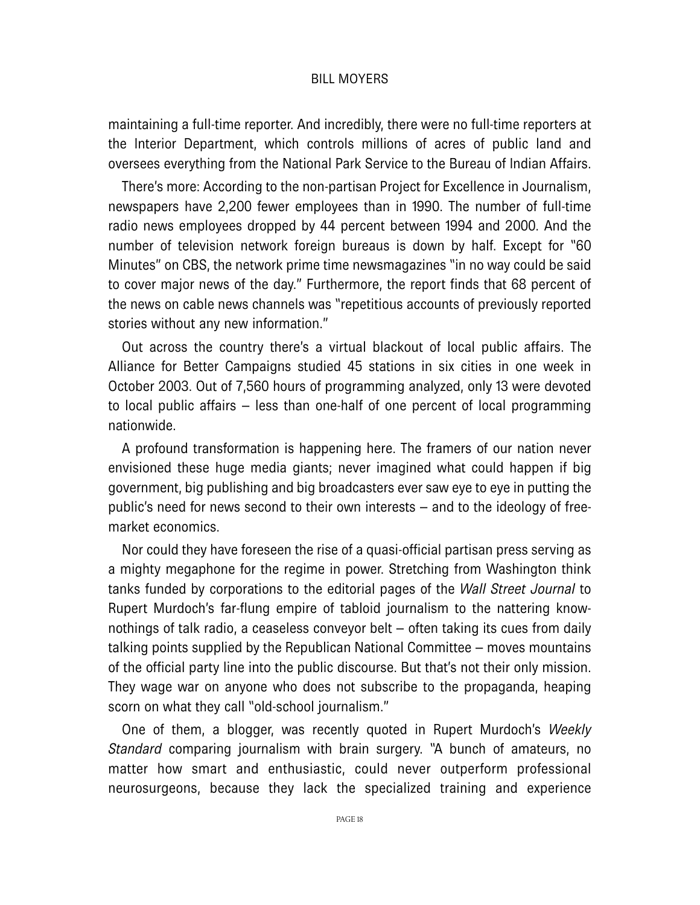maintaining a full-time reporter. And incredibly, there were no full-time reporters at the Interior Department, which controls millions of acres of public land and oversees everything from the National Park Service to the Bureau of Indian Affairs.

There's more: According to the non-partisan Project for Excellence in Journalism, newspapers have 2,200 fewer employees than in 1990. The number of full-time radio news employees dropped by 44 percent between 1994 and 2000. And the number of television network foreign bureaus is down by half. Except for "60 Minutes" on CBS, the network prime time newsmagazines "in no way could be said to cover major news of the day." Furthermore, the report finds that 68 percent of the news on cable news channels was "repetitious accounts of previously reported stories without any new information."

Out across the country there's a virtual blackout of local public affairs. The Alliance for Better Campaigns studied 45 stations in six cities in one week in October 2003. Out of 7,560 hours of programming analyzed, only 13 were devoted to local public affairs – less than one-half of one percent of local programming nationwide.

A profound transformation is happening here. The framers of our nation never envisioned these huge media giants; never imagined what could happen if big government, big publishing and big broadcasters ever saw eye to eye in putting the public's need for news second to their own interests – and to the ideology of free-market economics.

Nor could they have foreseen the rise of a quasi-official partisan press serving as a mighty megaphone for the regime in power. Stretching from Washington think tanks funded by corporations to the editorial pages of the *Wall Street Journal* to Rupert Murdoch's far-flung empire of tabloid journalism to the nattering know-nothings of talk radio, a ceaseless conveyor belt – often taking its cues from daily talking points supplied by the Republican National Committee – moves mountains of the official party line into the public discourse. But that's not their only mission. They wage war on anyone who does not subscribe to the propaganda, heaping scorn on what they call "old-school journalism."

One of them, a blogger, was recently quoted in Rupert Murdoch's *Weekly Standard* comparing journalism with brain surgery. "A bunch of amateurs, no matter how smart and enthusiastic, could never outperform professional neurosurgeons, because they lack the specialized training and experience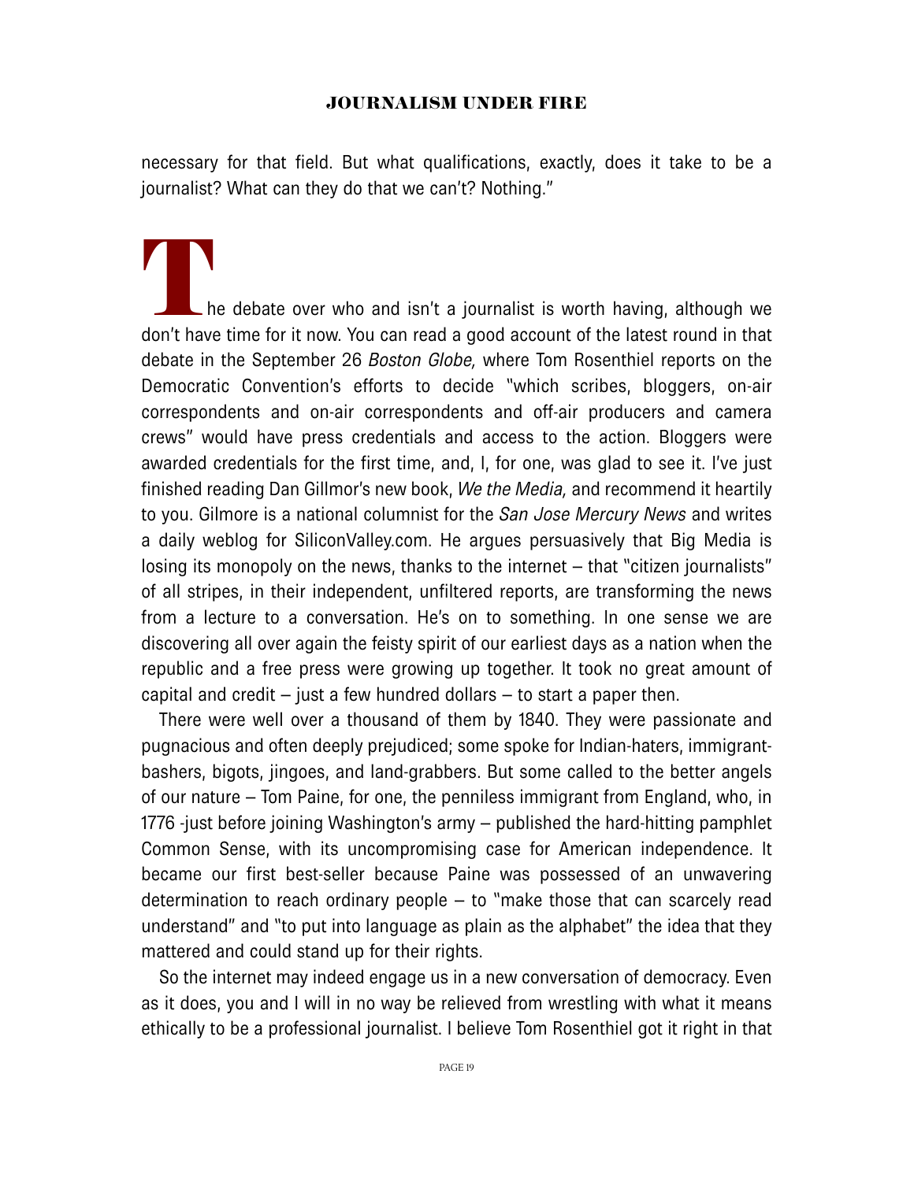necessary for that field. But what qualifications, exactly, does it take to be a journalist? What can they do that we can't? Nothing."

The debate over who and isn't a journalist is worth having, although we don't have time for it now. You can read a good account of the latest round in that debate in the September 26 *Boston Globe,* where Tom Rosenthiel reports on the Democratic Convention's efforts to decide "which scribes, bloggers, on-air correspondents and on-air correspondents and off-air producers and camera crews" would have press credentials and access to the action. Bloggers were awarded credentials for the first time, and, I, for one, was glad to see it. I've just finished reading Dan Gillmor's new book, *We the Media,* and recommend it heartily to you. Gilmore is a national columnist for the *San Jose Mercury News* and writes a daily weblog for SiliconValley.com. He argues persuasively that Big Media is losing its monopoly on the news, thanks to the internet – that "citizen journalists" of all stripes, in their independent, unfiltered reports, are transforming the news from a lecture to a conversation. He's on to something. In one sense we are discovering all over again the feisty spirit of our earliest days as a nation when the republic and a free press were growing up together. It took no great amount of capital and credit – just a few hundred dollars – to start a paper then.

There were well over a thousand of them by 1840. They were passionate and pugnacious and often deeply prejudiced; some spoke for Indian-haters, immigrant-bashers, bigots, jingoes, and land-grabbers. But some called to the better angels of our nature – Tom Paine, for one, the penniless immigrant from England, who, in 1776 -just before joining Washington's army – published the hard-hitting pamphlet Common Sense, with its uncompromising case for American independence. It became our first best-seller because Paine was possessed of an unwavering determination to reach ordinary people – to "make those that can scarcely read understand" and "to put into language as plain as the alphabet" the idea that they mattered and could stand up for their rights.

So the internet may indeed engage us in a new conversation of democracy. Even as it does, you and I will in no way be relieved from wrestling with what it means ethically to be a professional journalist. I believe Tom Rosenthiel got it right in that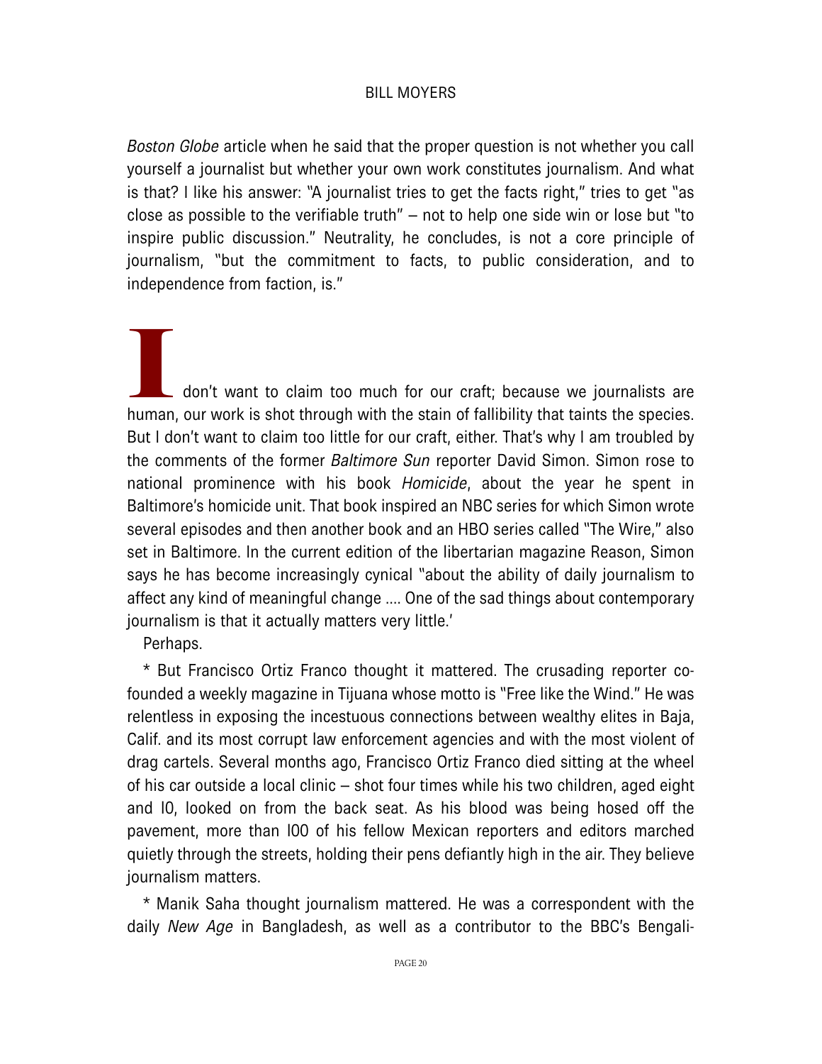*Boston Globe* article when he said that the proper question is not whether you call yourself a journalist but whether your own work constitutes journalism. And what is that? I like his answer: "A journalist tries to get the facts right," tries to get "as close as possible to the verifiable truth" – not to help one side win or lose but "to inspire public discussion." Neutrality, he concludes, is not a core principle of journalism, "but the commitment to facts, to public consideration, and to independence from faction, is."

I don't want to claim too much for our craft; because we journalists are human, our work is shot through with the stain of fallibility that taints the species. But I don't want to claim too little for our craft, either. That's why I am troubled by the comments of the former *Baltimore Sun* reporter David Simon. Simon rose to national prominence with his book *Homicide*, about the year he spent in Baltimore's homicide unit. That book inspired an NBC series for which Simon wrote several episodes and then another book and an HBO series called "The Wire," also set in Baltimore. In the current edition of the libertarian magazine Reason, Simon says he has become increasingly cynical "about the ability of daily journalism to affect any kind of meaningful change .... One of the sad things about contemporary journalism is that it actually matters very little.'

Perhaps.

* But Francisco Ortiz Franco thought it mattered. The crusading reporter co-founded a weekly magazine in Tijuana whose motto is "Free like the Wind." He was relentless in exposing the incestuous connections between wealthy elites in Baja, Calif. and its most corrupt law enforcement agencies and with the most violent of drag cartels. Several months ago, Francisco Ortiz Franco died sitting at the wheel of his car outside a local clinic – shot four times while his two children, aged eight and 10, looked on from the back seat. As his blood was being hosed off the pavement, more than 100 of his fellow Mexican reporters and editors marched quietly through the streets, holding their pens defiantly high in the air. They believe journalism matters.

* Manik Saha thought journalism mattered. He was a correspondent with the daily *New Age* in Bangladesh, as well as a contributor to the BBC's Bengali-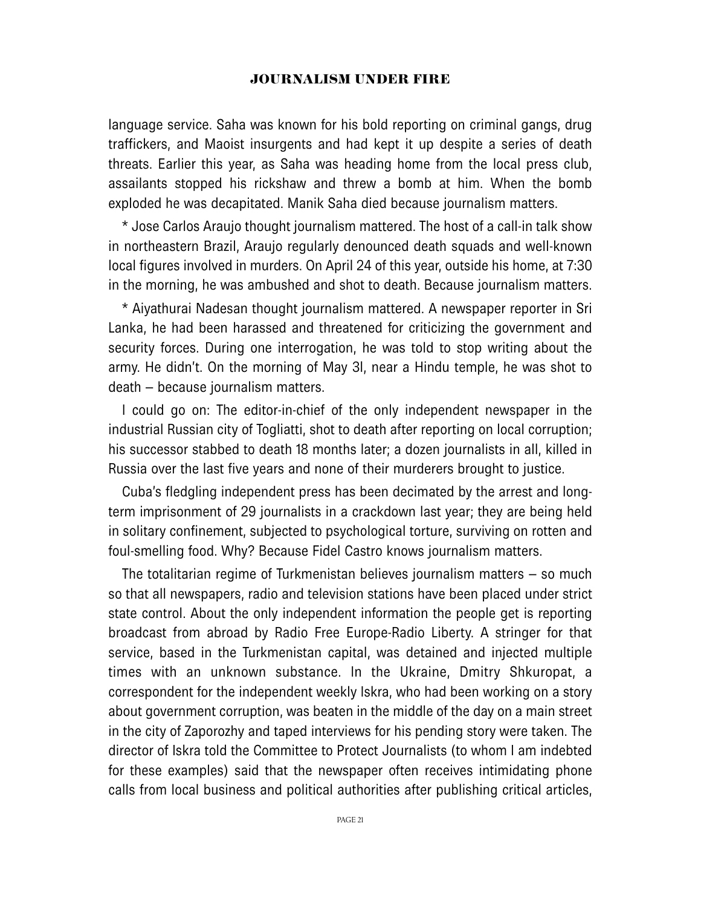language service. Saha was known for his bold reporting on criminal gangs, drug traffickers, and Maoist insurgents and had kept it up despite a series of death threats. Earlier this year, as Saha was heading home from the local press club, assailants stopped his rickshaw and threw a bomb at him. When the bomb exploded he was decapitated. Manik Saha died because journalism matters.

* Jose Carlos Araujo thought journalism mattered. The host of a call-in talk show in northeastern Brazil, Araujo regularly denounced death squads and well-known local figures involved in murders. On April 24 of this year, outside his home, at 7:30 in the morning, he was ambushed and shot to death. Because journalism matters.

* Aiyathurai Nadesan thought journalism mattered. A newspaper reporter in Sri Lanka, he had been harassed and threatened for criticizing the government and security forces. During one interrogation, he was told to stop writing about the army. He didn't. On the morning of May 3l, near a Hindu temple, he was shot to death – because journalism matters.

I could go on: The editor-in-chief of the only independent newspaper in the industrial Russian city of Togliatti, shot to death after reporting on local corruption; his successor stabbed to death 18 months later; a dozen journalists in all, killed in Russia over the last five years and none of their murderers brought to justice.

Cuba's fledgling independent press has been decimated by the arrest and long-term imprisonment of 29 journalists in a crackdown last year; they are being held in solitary confinement, subjected to psychological torture, surviving on rotten and foul-smelling food. Why? Because Fidel Castro knows journalism matters.

The totalitarian regime of Turkmenistan believes journalism matters – so much so that all newspapers, radio and television stations have been placed under strict state control. About the only independent information the people get is reporting broadcast from abroad by Radio Free Europe-Radio Liberty. A stringer for that service, based in the Turkmenistan capital, was detained and injected multiple times with an unknown substance. In the Ukraine, Dmitry Shkuropat, a correspondent for the independent weekly Iskra, who had been working on a story about government corruption, was beaten in the middle of the day on a main street in the city of Zaporozhy and taped interviews for his pending story were taken. The director of Iskra told the Committee to Protect Journalists (to whom I am indebted for these examples) said that the newspaper often receives intimidating phone calls from local business and political authorities after publishing critical articles,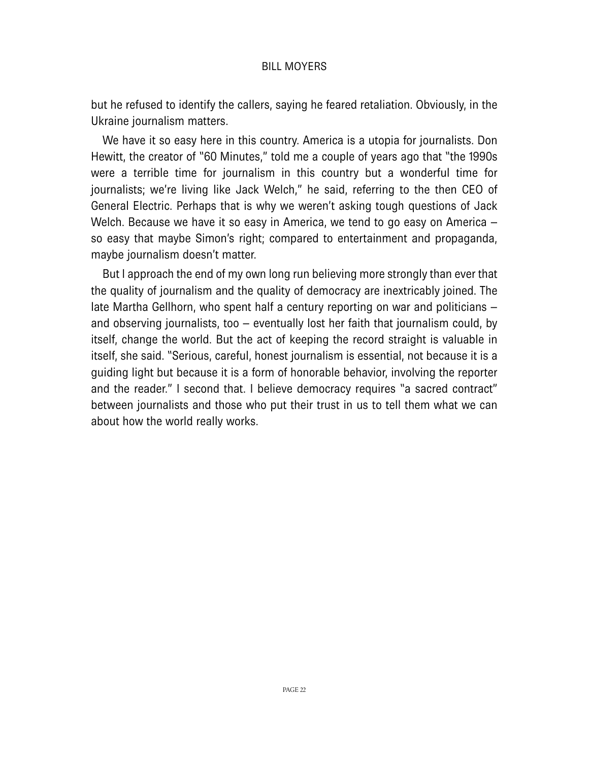but he refused to identify the callers, saying he feared retaliation. Obviously, in the Ukraine journalism matters.

We have it so easy here in this country. America is a utopia for journalists. Don Hewitt, the creator of "60 Minutes," told me a couple of years ago that "the 1990s were a terrible time for journalism in this country but a wonderful time for journalists; we're living like Jack Welch," he said, referring to the then CEO of General Electric. Perhaps that is why we weren't asking tough questions of Jack Welch. Because we have it so easy in America, we tend to go easy on America – so easy that maybe Simon's right; compared to entertainment and propaganda, maybe journalism doesn't matter.

But I approach the end of my own long run believing more strongly than ever that the quality of journalism and the quality of democracy are inextricably joined. The late Martha Gellhorn, who spent half a century reporting on war and politicians – and observing journalists, too – eventually lost her faith that journalism could, by itself, change the world. But the act of keeping the record straight is valuable in itself, she said. "Serious, careful, honest journalism is essential, not because it is a guiding light but because it is a form of honorable behavior, involving the reporter and the reader." I second that. I believe democracy requires "a sacred contract" between journalists and those who put their trust in us to tell them what we can about how the world really works.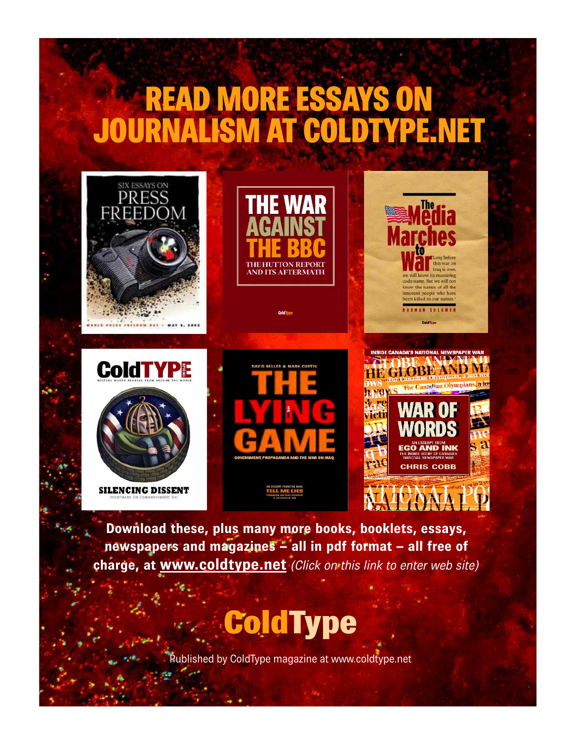# READ MORE ESSAYS ON JOURNALISM AT COLDTYPE.NET

SIX ESSAYS ON PRESS FREEDOM

THE WAR AGAINST THE BBC
THE HUTTON REPORT AND ITS AFTERMATH

The Media Marches to War
"Long before this war on Iraq is over, we will know its reassuring code name. But we will not know the names of all the innocent people who have been killed in our names."
NORMAN SOLOMON

ColdTYPE
SILENCING DISSENT
NIGHTMARE ON COMMENCEMENT DAY

DAVID MILLER & MARK CURTIS
THE LYING GAME
GOVERNMENT, PROPAGANDA AND THE WAR ON IRAQ
AN EXCERPT FROM THE BOOK TELL ME LIES

INSIDE CANADA'S NATIONAL NEWSPAPER WAR
WAR OF WORDS
AN EXCERPT FROM EGO AND INK
THE INSIDE STORY OF CANADA'S NATIONAL NEWSPAPER WAR
CHRIS COBB

**Download these, plus many more books, booklets, essays, newspapers and magazines – all in pdf format – all free of charge, at [www.coldtype.net](http://www.coldtype.net)** *(Click on this link to enter web site)*

## ColdType

Published by ColdType magazine at www.coldtype.net